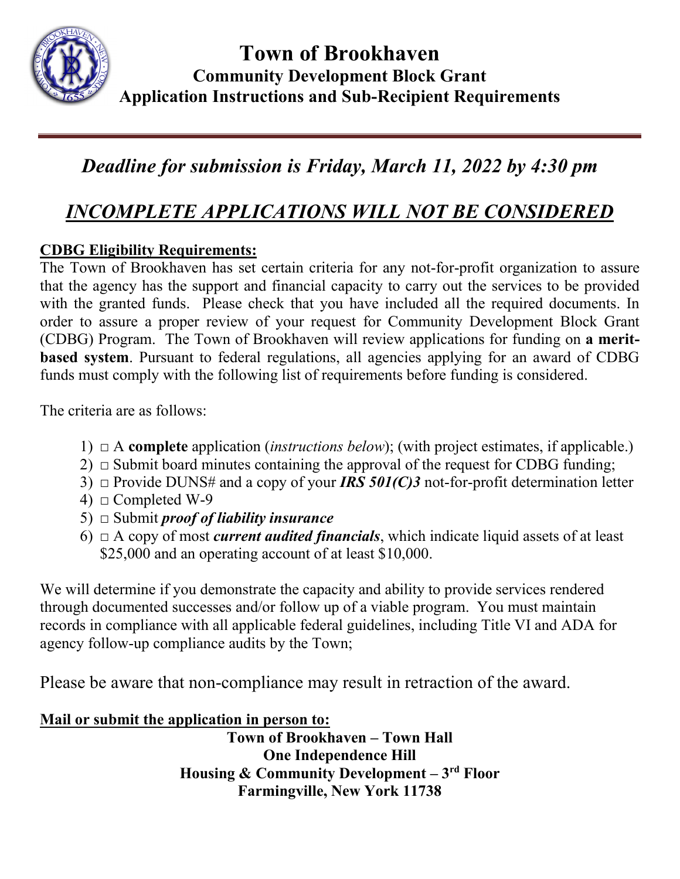# Town of Brookhaven

## Community Development Block Grant

## Application Instructions and Sub-Recipient Requirements

---

## *Deadline for submission is Friday, March 11, 2022 by 4:30 pm*

## *INCOMPLETE APPLICATIONS WILL NOT BE CONSIDERED*

**CDBG Eligibility Requirements:**

The Town of Brookhaven has set certain criteria for any not-for-profit organization to assure that the agency has the support and financial capacity to carry out the services to be provided with the granted funds. Please check that you have included all the required documents. In order to assure a proper review of your request for Community Development Block Grant (CDBG) Program. The Town of Brookhaven will review applications for funding on **a merit-based system**. Pursuant to federal regulations, all agencies applying for an award of CDBG funds must comply with the following list of requirements before funding is considered.

The criteria are as follows:

1) □ A **complete** application (*instructions below*); (with project estimates, if applicable.)
2) □ Submit board minutes containing the approval of the request for CDBG funding;
3) □ Provide DUNS# and a copy of your ***IRS 501(C)3*** not-for-profit determination letter
4) □ Completed W-9
5) □ Submit ***proof of liability insurance***
6) □ A copy of most ***current audited financials***, which indicate liquid assets of at least $25,000 and an operating account of at least $10,000.

We will determine if you demonstrate the capacity and ability to provide services rendered through documented successes and/or follow up of a viable program. You must maintain records in compliance with all applicable federal guidelines, including Title VI and ADA for agency follow-up compliance audits by the Town;

Please be aware that non-compliance may result in retraction of the award.

**Mail or submit the application in person to:**

**Town of Brookhaven – Town Hall**
**One Independence Hill**
**Housing & Community Development – 3rd Floor**
**Farmingville, New York 11738**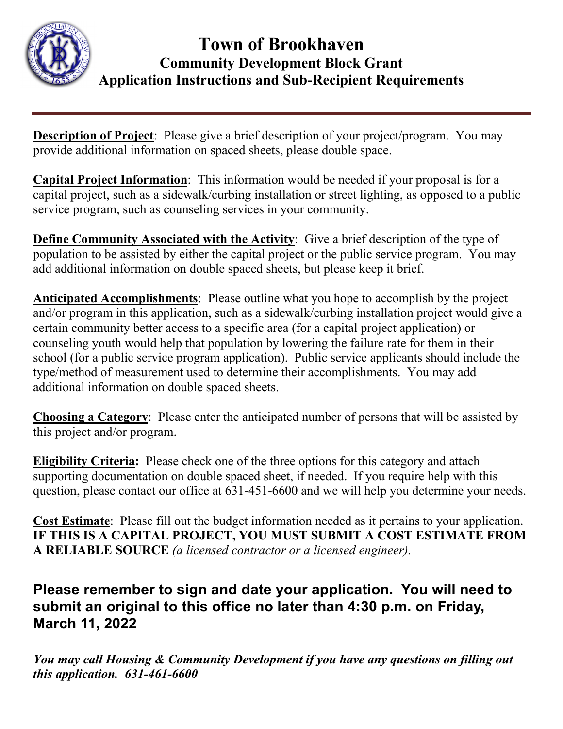# Town of Brookhaven

## Community Development Block Grant
## Application Instructions and Sub-Recipient Requirements

**Description of Project**: Please give a brief description of your project/program. You may provide additional information on spaced sheets, please double space.

**Capital Project Information**: This information would be needed if your proposal is for a capital project, such as a sidewalk/curbing installation or street lighting, as opposed to a public service program, such as counseling services in your community.

**Define Community Associated with the Activity**: Give a brief description of the type of population to be assisted by either the capital project or the public service program. You may add additional information on double spaced sheets, but please keep it brief.

**Anticipated Accomplishments**: Please outline what you hope to accomplish by the project and/or program in this application, such as a sidewalk/curbing installation project would give a certain community better access to a specific area (for a capital project application) or counseling youth would help that population by lowering the failure rate for them in their school (for a public service program application). Public service applicants should include the type/method of measurement used to determine their accomplishments. You may add additional information on double spaced sheets.

**Choosing a Category**: Please enter the anticipated number of persons that will be assisted by this project and/or program.

**Eligibility Criteria:** Please check one of the three options for this category and attach supporting documentation on double spaced sheet, if needed. If you require help with this question, please contact our office at 631-451-6600 and we will help you determine your needs.

**Cost Estimate**: Please fill out the budget information needed as it pertains to your application. **IF THIS IS A CAPITAL PROJECT, YOU MUST SUBMIT A COST ESTIMATE FROM A RELIABLE SOURCE** *(a licensed contractor or a licensed engineer).*

**Please remember to sign and date your application. You will need to submit an original to this office no later than 4:30 p.m. on Friday, March 11, 2022**

***You may call Housing & Community Development if you have any questions on filling out this application. 631-461-6600***